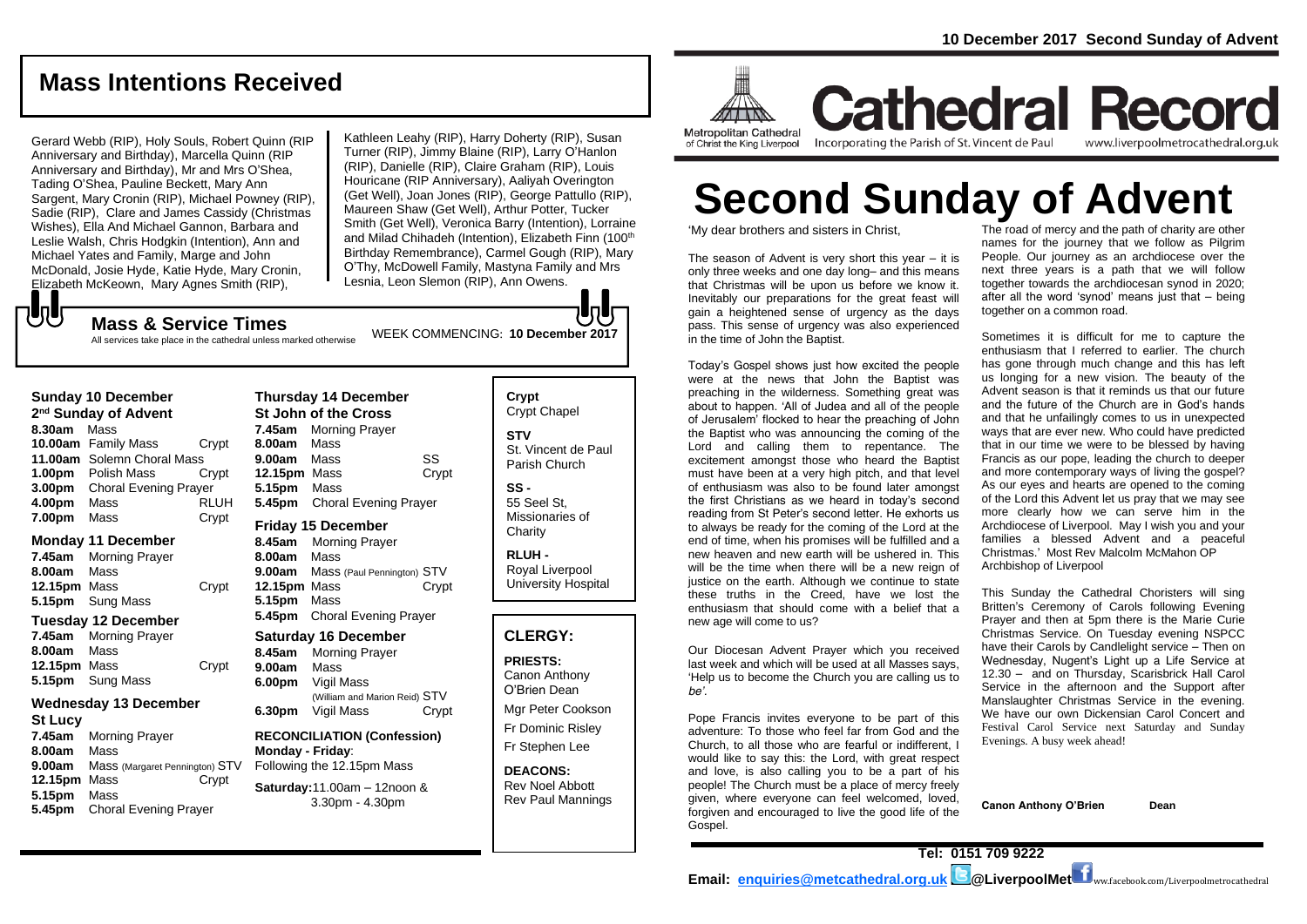# Mass Intentions Received

Gerard Webb (RIP), Holy Souls, Robert Quinn (RIP Anniversary and Birthday), Marcella Quinn (RIP Anniversary and Birthday), Mr and Mrs O'Shea, Tading O'Shea, Pauline Beckett, Mary Ann Sargent, Mary Cronin (RIP), Michael Powney (RIP), Sadie (RIP), Clare and James Cassidy (Christmas Wishes), Ella And Michael Gannon, Barbara and Leslie Walsh, Chris Hodgkin (Intention), Ann and Michael Yates and Family, Marge and John McDonald, Josie Hyde, Katie Hyde, Mary Cronin, Elizabeth McKeown, Mary Agnes Smith (RIP), Kathleen Leahy (RIP), Harry Doherty (RIP), Susan Turner (RIP), Jimmy Blaine (RIP), Larry O'Hanlon (RIP), Danielle (RIP), Claire Graham (RIP), Louis Houricane (RIP Anniversary), Aaliyah Overington (Get Well), Joan Jones (RIP), George Pattullo (RIP), Maureen Shaw (Get Well), Arthur Potter, Tucker Smith (Get Well), Veronica Barry (Intention), Lorraine and Milad Chihadeh (Intention), Elizabeth Finn (100th Birthday Remembrance), Carmel Gough (RIP), Mary O'Thy, McDowell Family, Mastyna Family and Mrs Lesnia, Leon Slemon (RIP), Ann Owens.

## Mass & Service Times

All services take place in the cathedral unless marked otherwise

WEEK COMMENCING: **10 December 2017**

### Sunday 10 December
**2nd Sunday of Advent**

| | | |
|---|---|---|
| **8.30am** | Mass | |
| **10.00am** | Family Mass | Crypt |
| **11.00am** | Solemn Choral Mass | |
| **1.00pm** | Polish Mass | Crypt |
| **3.00pm** | Choral Evening Prayer | |
| **4.00pm** | Mass | RLUH |
| **7.00pm** | Mass | Crypt |

### Monday 11 December

| | | |
|---|---|---|
| **7.45am** | Morning Prayer | |
| **8.00am** | Mass | |
| **12.15pm** | Mass | Crypt |
| **5.15pm** | Sung Mass | |

### Tuesday 12 December

| | | |
|---|---|---|
| **7.45am** | Morning Prayer | |
| **8.00am** | Mass | |
| **12.15pm** | Mass | Crypt |
| **5.15pm** | Sung Mass | |

### Wednesday 13 December
**St Lucy**

| | | |
|---|---|---|
| **7.45am** | Morning Prayer | |
| **8.00am** | Mass | |
| **9.00am** | Mass (Margaret Pennington) | STV |
| **12.15pm** | Mass | Crypt |
| **5.15pm** | Mass | |
| **5.45pm** | Choral Evening Prayer | |

### Thursday 14 December
**St John of the Cross**

| | | |
|---|---|---|
| **7.45am** | Morning Prayer | |
| **8.00am** | Mass | |
| **9.00am** | Mass | SS |
| **12.15pm** | Mass | Crypt |
| **5.15pm** | Mass | |
| **5.45pm** | Choral Evening Prayer | |

### Friday 15 December

| | | |
|---|---|---|
| **8.45am** | Morning Prayer | |
| **8.00am** | Mass | |
| **9.00am** | Mass (Paul Pennington) | STV |
| **12.15pm** | Mass | Crypt |
| **5.15pm** | Mass | |
| **5.45pm** | Choral Evening Prayer | |

### Saturday 16 December

| | | |
|---|---|---|
| **8.45am** | Morning Prayer | |
| **9.00am** | Mass | |
| **6.00pm** | Vigil Mass (William and Marion Reid) | STV |
| **6.30pm** | Vigil Mass | Crypt |

**RECONCILIATION (Confession)**
**Monday - Friday**: Following the 12.15pm Mass
**Saturday**: 11.00am – 12noon & 3.30pm - 4.30pm

**Crypt** Crypt Chapel

**STV** St. Vincent de Paul Parish Church

**SS -** 55 Seel St, Missionaries of Charity

**RLUH -** Royal Liverpool University Hospital

## CLERGY:

**PRIESTS:**
Canon Anthony O'Brien Dean
Mgr Peter Cookson
Fr Dominic Risley
Fr Stephen Lee

**DEACONS:**
Rev Noel Abbott
Rev Paul Mannings

10 December 2017 Second Sunday of Advent

Metropolitan Cathedral of Christ the King Liverpool

# Cathedral Record

Incorporating the Parish of St. Vincent de Paul www.liverpoolmetrocathedral.org.uk

# Second Sunday of Advent

'My dear brothers and sisters in Christ,

The season of Advent is very short this year – it is only three weeks and one day long– and this means that Christmas will be upon us before we know it. Inevitably our preparations for the great feast will gain a heightened sense of urgency as the days pass. This sense of urgency was also experienced in the time of John the Baptist.

Today's Gospel shows just how excited the people were at the news that John the Baptist was preaching in the wilderness. Something great was about to happen. 'All of Judea and all of the people of Jerusalem' flocked to hear the preaching of John the Baptist who was announcing the coming of the Lord and calling them to repentance. The excitement amongst those who heard the Baptist must have been at a very high pitch, and that level of enthusiasm was also to be found later amongst the first Christians as we heard in today's second reading from St Peter's second letter. He exhorts us to always be ready for the coming of the Lord at the end of time, when his promises will be fulfilled and a new heaven and new earth will be ushered in. This will be the time when there will be a new reign of justice on the earth. Although we continue to state these truths in the Creed, have we lost the enthusiasm that should come with a belief that a new age will come to us?

Our Diocesan Advent Prayer which you received last week and which will be used at all Masses says, 'Help us to become the Church you are calling us to *be'*.

Pope Francis invites everyone to be part of this adventure: To those who feel far from God and the Church, to all those who are fearful or indifferent, I would like to say this: The Lord, with great respect and love, is also calling you to be a part of his people! The Church must be a place of mercy freely given, where everyone can feel welcomed, loved, forgiven and encouraged to live the good life of the Gospel.

The road of mercy and the path of charity are other names for the journey that we follow as Pilgrim People. Our journey as an archdiocese over the next three years is a path that we will follow together towards the archdiocesan synod in 2020; after all the word 'synod' means just that – being together on a common road.

Sometimes it is difficult for me to capture the enthusiasm that I referred to earlier. The church has gone through much change and this has left us longing for a new vision. The beauty of the Advent season is that it reminds us that our future and the future of the Church are in God's hands and that he unfailingly comes to us in unexpected ways that are ever new. Who could have predicted that in our time we were to be blessed by having Francis as our pope, leading the church to deeper and more contemporary ways of living the gospel? As our eyes and hearts are opened to the coming of the Lord this Advent let us pray that we may see more clearly how we can serve him in the Archdiocese of Liverpool. May I wish you and your families a blessed Advent and a peaceful Christmas.' Most Rev Malcolm McMahon OP Archbishop of Liverpool

This Sunday the Cathedral Choristers will sing Britten's Ceremony of Carols following Evening Prayer and then at 5pm there is the Marie Curie Christmas Service. On Tuesday evening NSPCC have their Carols by Candlelight service – Then on Wednesday, Nugent's Light up a Life Service at 12.30 – and on Thursday, Scarisbrick Hall Carol Service in the afternoon and the Support after Manslaughter Christmas Service in the evening. We have our own Dickensian Carol Concert and Festival Carol Service next Saturday and Sunday Evenings. A busy week ahead!

**Canon Anthony O'Brien Dean**

**Tel: 0151 709 9222**

**Email: enquiries@metcathedral.org.uk @LiverpoolMet** www.facebook.com/Liverpoolmetrocathedral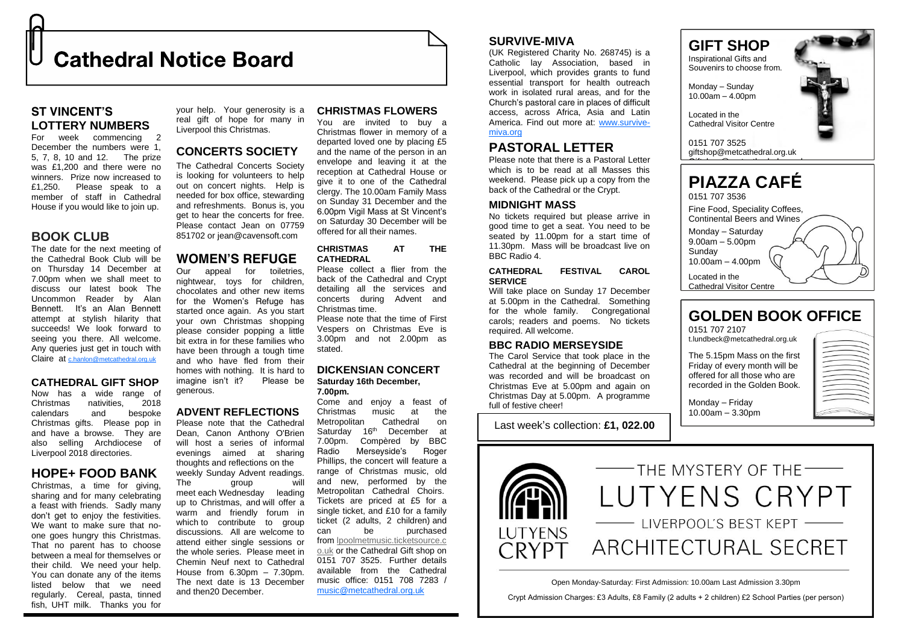# Cathedral Notice Board

## ST VINCENT'S LOTTERY NUMBERS

For week commencing 2 December the numbers were 1, 5, 7, 8, 10 and 12. The prize was £1,200 and there were no winners. Prize now increased to £1,250. Please speak to a member of staff in Cathedral House if you would like to join up.

## BOOK CLUB

The date for the next meeting of the Cathedral Book Club will be on Thursday 14 December at 7.00pm when we shall meet to discuss our latest book The Uncommon Reader by Alan Bennett. It's an Alan Bennett attempt at stylish hilarity that succeeds! We look forward to seeing you there. All welcome. Any queries just get in touch with Claire at c.hanlon@metcathedral.org.uk

### CATHEDRAL GIFT SHOP

Now has a wide range of Christmas nativities, 2018 calendars and bespoke Christmas gifts. Please pop in and have a browse. They are also selling Archdiocese of Liverpool 2018 directories.

## HOPE+ FOOD BANK

Christmas, a time for giving, sharing and for many celebrating a feast with friends. Sadly many don't get to enjoy the festivities. We want to make sure that no-one goes hungry this Christmas. That no parent has to choose between a meal for themselves or their child. We need your help. You can donate any of the items listed below that we need regularly. Cereal, pasta, tinned fish, UHT milk. Thanks you for your help. Your generosity is a real gift of hope for many in Liverpool this Christmas.

## CONCERTS SOCIETY

The Cathedral Concerts Society is looking for volunteers to help out on concert nights. Help is needed for box office, stewarding and refreshments. Bonus is, you get to hear the concerts for free. Please contact Jean on 07759 851702 or jean@cavensoft.com

## WOMEN'S REFUGE

Our appeal for toiletries, nightwear, toys for children, chocolates and other new items for the Women's Refuge has started once again. As you start your own Christmas shopping please consider popping a little bit extra in for these families who have been through a tough time and who have fled from their homes with nothing. It is hard to imagine isn't it? Please be generous.

### ADVENT REFLECTIONS

Please note that the Cathedral Dean, Canon Anthony O'Brien will host a series of informal evenings aimed at sharing thoughts and reflections on the weekly Sunday Advent readings. The group will meet each Wednesday leading up to Christmas, and will offer a warm and friendly forum in which to contribute to group discussions. All are welcome to attend either single sessions or the whole series. Please meet in Chemin Neuf next to Cathedral House from 6.30pm – 7.30pm. The next date is 13 December and then20 December.

### CHRISTMAS FLOWERS

You are invited to buy a Christmas flower in memory of a departed loved one by placing £5 and the name of the person in an envelope and leaving it at the reception at Cathedral House or give it to one of the Cathedral clergy. The 10.00am Family Mass on Sunday 31 December and the 6.00pm Vigil Mass at St Vincent's on Saturday 30 December will be offered for all their names.

#### CHRISTMAS AT THE CATHEDRAL

Please collect a flier from the back of the Cathedral and Crypt detailing all the services and concerts during Advent and Christmas time.

Please note that the time of First Vespers on Christmas Eve is 3.00pm and not 2.00pm as stated.

### DICKENSIAN CONCERT

**Saturday 16th December, 7.00pm.**

Come and enjoy a feast of Christmas music at the Metropolitan Cathedral on Saturday 16th December at 7.00pm. Compèred by BBC Radio Merseyside's Roger Phillips, the concert will feature a range of Christmas music, old and new, performed by the Metropolitan Cathedral Choirs. Tickets are priced at £5 for a single ticket, and £10 for a family ticket (2 adults, 2 children) and can be purchased from lpoolmetmusic.ticketsource.co.uk or the Cathedral Gift shop on 0151 707 3525. Further details available from the Cathedral music office: 0151 708 7283 / music@metcathedral.org.uk

### SURVIVE-MIVA

(UK Registered Charity No. 268745) is a Catholic lay Association, based in Liverpool, which provides grants to fund essential transport for health outreach work in isolated rural areas, and for the Church's pastoral care in places of difficult access, across Africa, Asia and Latin America. Find out more at: www.survive-miva.org

## PASTORAL LETTER

Please note that there is a Pastoral Letter which is to be read at all Masses this weekend. Please pick up a copy from the back of the Cathedral or the Crypt.

### MIDNIGHT MASS

No tickets required but please arrive in good time to get a seat. You need to be seated by 11.00pm for a start time of 11.30pm. Mass will be broadcast live on BBC Radio 4.

#### CATHEDRAL FESTIVAL CAROL SERVICE

Will take place on Sunday 17 December at 5.00pm in the Cathedral. Something for the whole family. Congregational carols; readers and poems. No tickets required. All welcome.

### BBC RADIO MERSEYSIDE

The Carol Service that took place in the Cathedral at the beginning of December was recorded and will be broadcast on Christmas Eve at 5.00pm and again on Christmas Day at 5.00pm. A programme full of festive cheer!

Last week's collection: **£1, 022.00**

## GIFT SHOP

Inspirational Gifts and Souvenirs to choose from.

Monday – Sunday
10.00am – 4.00pm

Located in the Cathedral Visitor Centre

0151 707 3525
giftshop@metcathedral.org.uk

## PIAZZA CAFÉ

0151 707 3536

Fine Food, Speciality Coffees, Continental Beers and Wines

Monday – Saturday
9.00am – 5.00pm
Sunday
10.00am – 4.00pm

Located in the Cathedral Visitor Centre

## GOLDEN BOOK OFFICE

0151 707 2107
t.lundbeck@metcathedral.org.uk

The 5.15pm Mass on the first Friday of every month will be offered for all those who are recorded in the Golden Book.

Monday – Friday
10.00am – 3.30pm

LUTYENS CRYPT

THE MYSTERY OF THE LUTYENS CRYPT — LIVERPOOL'S BEST KEPT — ARCHITECTURAL SECRET

Open Monday-Saturday: First Admission: 10.00am Last Admission 3.30pm

Crypt Admission Charges: £3 Adults, £8 Family (2 adults + 2 children) £2 School Parties (per person)